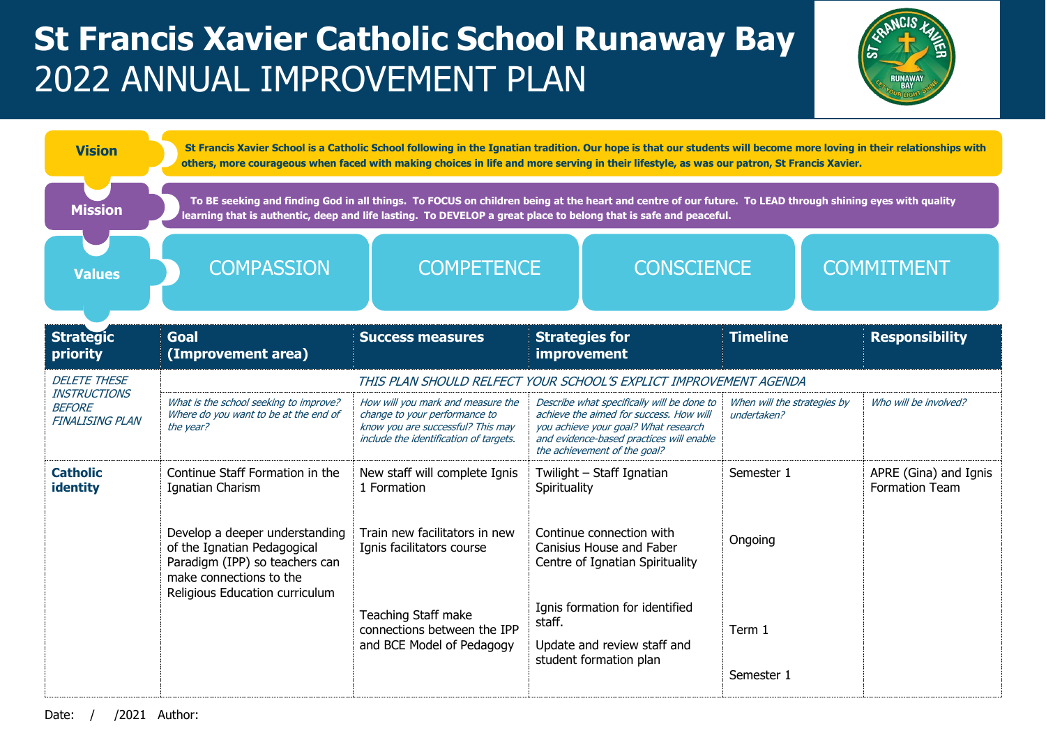# St Francis Xavier Catholic School Runaway Bay
# 2022 ANNUAL IMPROVEMENT PLAN

**Vision**

St Francis Xavier School is a Catholic School following in the Ignatian tradition. Our hope is that our students will become more loving in their relationships with others, more courageous when faced with making choices in life and more serving in their lifestyle, as was our patron, St Francis Xavier.

**Mission**

To BE seeking and finding God in all things. To FOCUS on children being at the heart and centre of our future. To LEAD through shining eyes with quality learning that is authentic, deep and life lasting. To DEVELOP a great place to belong that is safe and peaceful.

**Values**

COMPASSION | COMPETENCE | CONSCIENCE | COMMITMENT

| Strategic priority | Goal (Improvement area) | Success measures | Strategies for improvement | Timeline | Responsibility |
|---|---|---|---|---|---|
| *DELETE THESE INSTRUCTIONS BEFORE FINALISING PLAN* | *THIS PLAN SHOULD RELFECT YOUR SCHOOL'S EXPLICT IMPROVEMENT AGENDA* | | | | |
| | *What is the school seeking to improve? Where do you want to be at the end of the year?* | *How will you mark and measure the change to your performance to know you are successful? This may include the identification of targets.* | *Describe what specifically will be done to achieve the aimed for success. How will you achieve your goal? What research and evidence-based practices will enable the achievement of the goal?* | *When will the strategies by undertaken?* | *Who will be involved?* |
| **Catholic identity** | Continue Staff Formation in the Ignatian Charism | New staff will complete Ignis 1 Formation | Twilight – Staff Ignatian Spirituality | Semester 1 | APRE (Gina) and Ignis Formation Team |
| | Develop a deeper understanding of the Ignatian Pedagogical Paradigm (IPP) so teachers can make connections to the Religious Education curriculum | Train new facilitators in new Ignis facilitators course | Continue connection with Canisius House and Faber Centre of Ignatian Spirituality | Ongoing | |
| | | Teaching Staff make connections between the IPP and BCE Model of Pedagogy | Ignis formation for identified staff. | Term 1 | |
| | | | Update and review staff and student formation plan | Semester 1 | |

Date: / /2021 Author: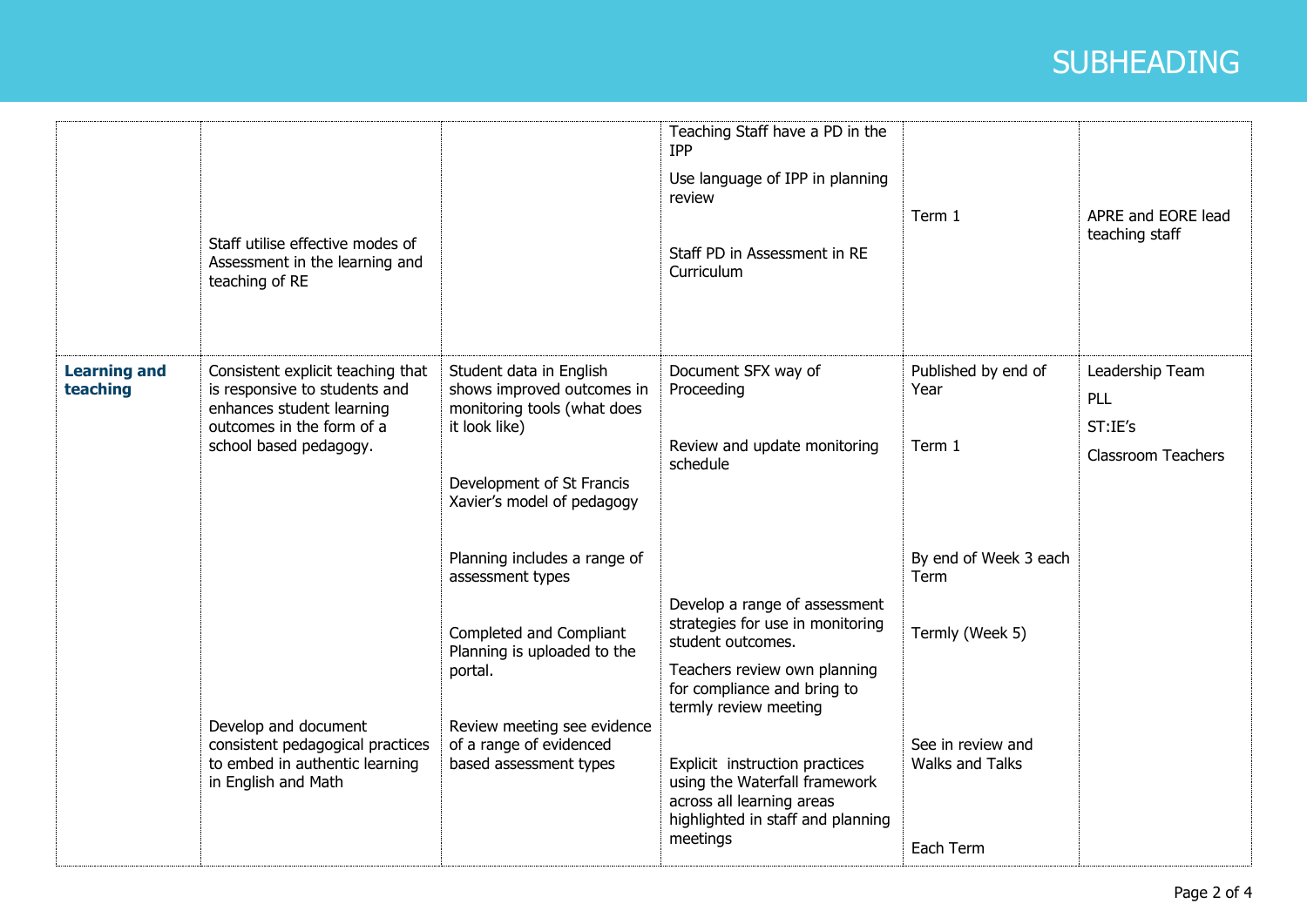## SUBHEADING

| | | | | | |
|---|---|---|---|---|---|
| | Staff utilise effective modes of Assessment in the learning and teaching of RE | | Teaching Staff have a PD in the IPP<br>Use language of IPP in planning review<br>Staff PD in Assessment in RE Curriculum | Term 1 | APRE and EORE lead teaching staff |
| **Learning and teaching** | Consistent explicit teaching that is responsive to students and enhances student learning outcomes in the form of a school based pedagogy.<br>Develop and document consistent pedagogical practices to embed in authentic learning in English and Math | Student data in English shows improved outcomes in monitoring tools (what does it look like)<br>Development of St Francis Xavier's model of pedagogy<br>Planning includes a range of assessment types<br>Completed and Compliant Planning is uploaded to the portal.<br>Review meeting see evidence of a range of evidenced based assessment types | Document SFX way of Proceeding<br>Review and update monitoring schedule<br>Develop a range of assessment strategies for use in monitoring student outcomes.<br>Teachers review own planning for compliance and bring to termly review meeting<br>Explicit instruction practices using the Waterfall framework across all learning areas highlighted in staff and planning meetings | Published by end of Year<br>Term 1<br>By end of Week 3 each Term<br>Termly (Week 5)<br>See in review and Walks and Talks<br>Each Term | Leadership Team<br>PLL<br>ST:IE's<br>Classroom Teachers |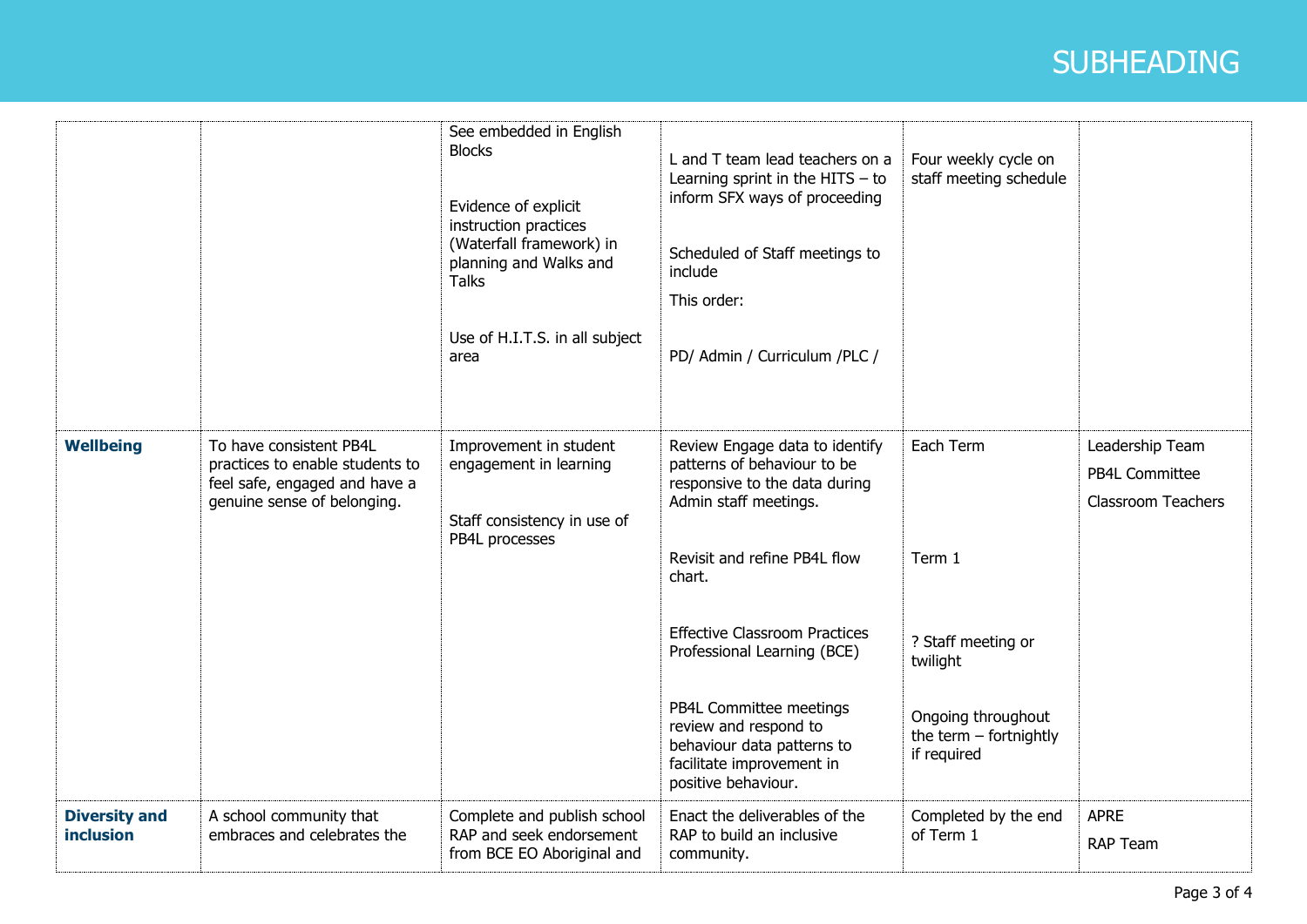## SUBHEADING

| | | | | | |
|---|---|---|---|---|---|
| | | See embedded in English Blocks<br><br>Evidence of explicit instruction practices (Waterfall framework) in planning and Walks and Talks<br><br>Use of H.I.T.S. in all subject area | L and T team lead teachers on a Learning sprint in the HITS – to inform SFX ways of proceeding<br><br>Scheduled of Staff meetings to include<br>This order:<br><br>PD/ Admin / Curriculum /PLC / | Four weekly cycle on staff meeting schedule | |
| **Wellbeing** | To have consistent PB4L practices to enable students to feel safe, engaged and have a genuine sense of belonging. | Improvement in student engagement in learning<br><br>Staff consistency in use of PB4L processes | Review Engage data to identify patterns of behaviour to be responsive to the data during Admin staff meetings.<br><br>Revisit and refine PB4L flow chart.<br><br>Effective Classroom Practices Professional Learning (BCE)<br><br>PB4L Committee meetings review and respond to behaviour data patterns to facilitate improvement in positive behaviour. | Each Term<br><br>Term 1<br><br>? Staff meeting or twilight<br><br>Ongoing throughout the term – fortnightly if required | Leadership Team<br>PB4L Committee<br>Classroom Teachers |
| **Diversity and inclusion** | A school community that embraces and celebrates the | Complete and publish school RAP and seek endorsement from BCE EO Aboriginal and | Enact the deliverables of the RAP to build an inclusive community. | Completed by the end of Term 1 | APRE<br>RAP Team |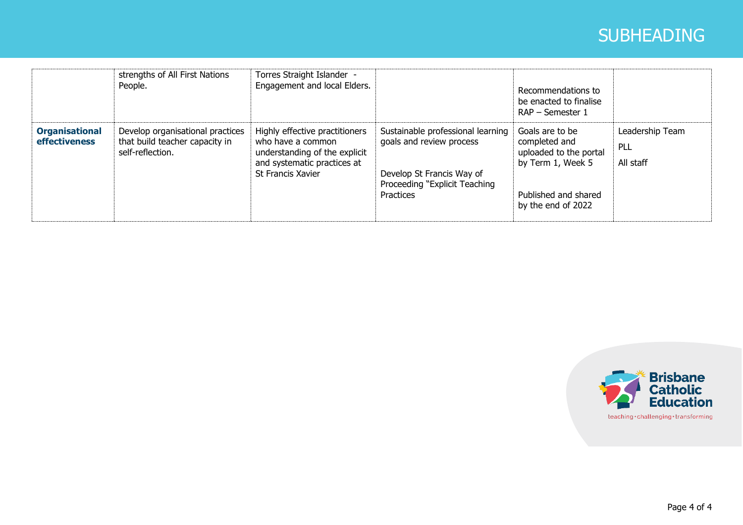# SUBHEADING

| | | | | | |
|---|---|---|---|---|---|
| | strengths of All First Nations People. | Torres Straight Islander - Engagement and local Elders. | | Recommendations to be enacted to finalise RAP – Semester 1 | |
| **Organisational effectiveness** | Develop organisational practices that build teacher capacity in self-reflection. | Highly effective practitioners who have a common understanding of the explicit and systematic practices at St Francis Xavier | Sustainable professional learning goals and review process<br><br>Develop St Francis Way of Proceeding "Explicit Teaching Practices | Goals are to be completed and uploaded to the portal by Term 1, Week 5<br><br>Published and shared by the end of 2022 | Leadership Team<br><br>PLL<br><br>All staff |

Brisbane Catholic Education

teaching · challenging · transforming